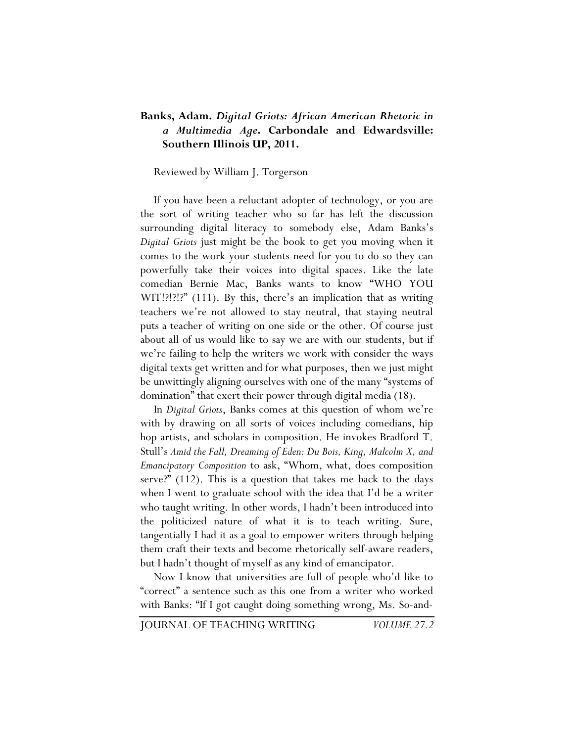**Banks, Adam. *Digital Griots: African American Rhetoric in a Multimedia Age*. Carbondale and Edwardsville: Southern Illinois UP, 2011.**

Reviewed by William J. Torgerson

If you have been a reluctant adopter of technology, or you are the sort of writing teacher who so far has left the discussion surrounding digital literacy to somebody else, Adam Banks's *Digital Griots* just might be the book to get you moving when it comes to the work your students need for you to do so they can powerfully take their voices into digital spaces. Like the late comedian Bernie Mac, Banks wants to know "WHO YOU WIT!?!?!?" (111). By this, there's an implication that as writing teachers we're not allowed to stay neutral, that staying neutral puts a teacher of writing on one side or the other. Of course just about all of us would like to say we are with our students, but if we're failing to help the writers we work with consider the ways digital texts get written and for what purposes, then we just might be unwittingly aligning ourselves with one of the many "systems of domination" that exert their power through digital media (18).

In *Digital Griots*, Banks comes at this question of whom we're with by drawing on all sorts of voices including comedians, hip hop artists, and scholars in composition. He invokes Bradford T. Stull's *Amid the Fall, Dreaming of Eden: Du Bois, King, Malcolm X, and Emancipatory Composition* to ask, "Whom, what, does composition serve?" (112). This is a question that takes me back to the days when I went to graduate school with the idea that I'd be a writer who taught writing. In other words, I hadn't been introduced into the politicized nature of what it is to teach writing. Sure, tangentially I had it as a goal to empower writers through helping them craft their texts and become rhetorically self-aware readers, but I hadn't thought of myself as any kind of emancipator.

Now I know that universities are full of people who'd like to "correct" a sentence such as this one from a writer who worked with Banks: "If I got caught doing something wrong, Ms. So-and-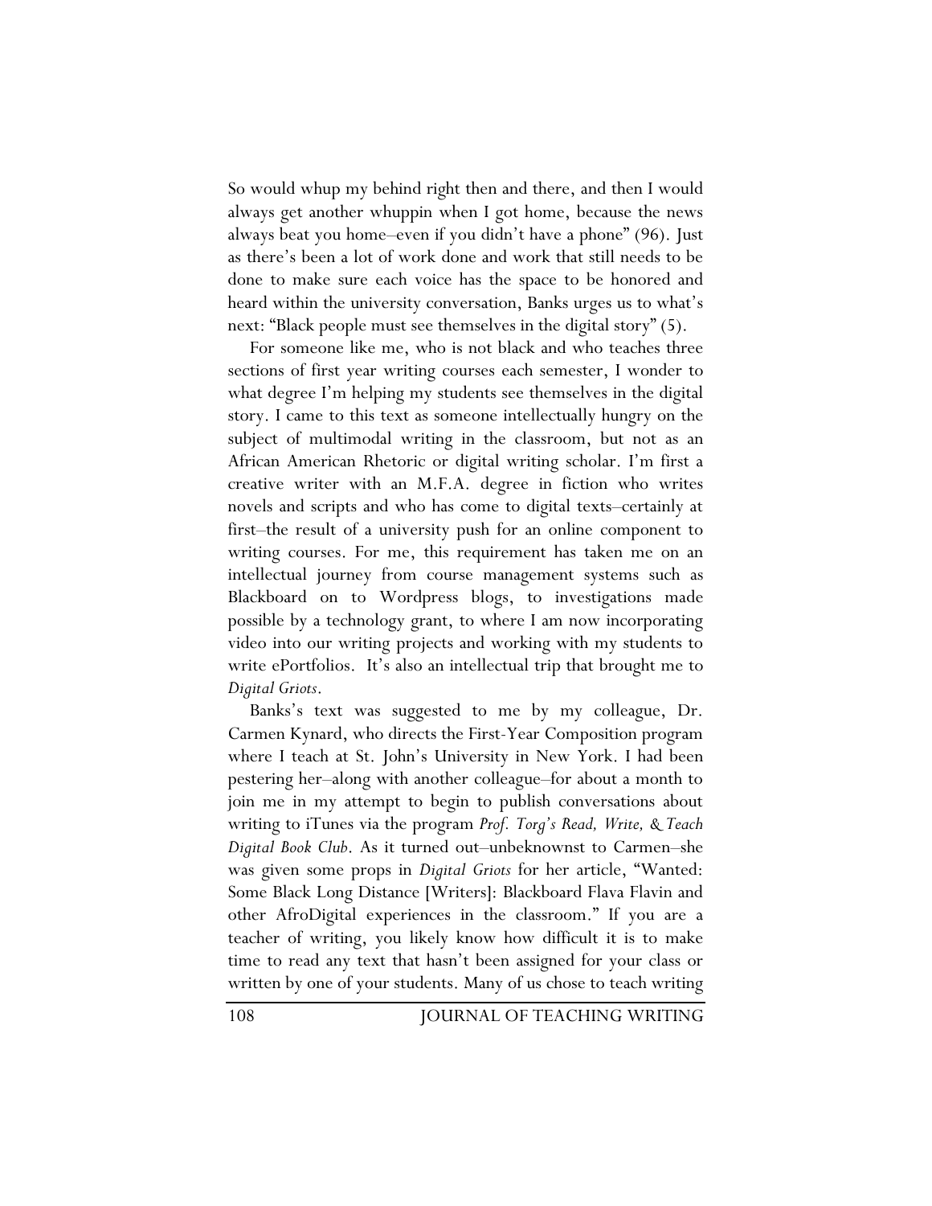So would whup my behind right then and there, and then I would always get another whuppin when I got home, because the news always beat you home–even if you didn't have a phone" (96). Just as there's been a lot of work done and work that still needs to be done to make sure each voice has the space to be honored and heard within the university conversation, Banks urges us to what's next: "Black people must see themselves in the digital story" (5).

For someone like me, who is not black and who teaches three sections of first year writing courses each semester, I wonder to what degree I'm helping my students see themselves in the digital story. I came to this text as someone intellectually hungry on the subject of multimodal writing in the classroom, but not as an African American Rhetoric or digital writing scholar. I'm first a creative writer with an M.F.A. degree in fiction who writes novels and scripts and who has come to digital texts–certainly at first–the result of a university push for an online component to writing courses. For me, this requirement has taken me on an intellectual journey from course management systems such as Blackboard on to Wordpress blogs, to investigations made possible by a technology grant, to where I am now incorporating video into our writing projects and working with my students to write ePortfolios. It's also an intellectual trip that brought me to *Digital Griots*.

Banks's text was suggested to me by my colleague, Dr. Carmen Kynard, who directs the First-Year Composition program where I teach at St. John's University in New York. I had been pestering her–along with another colleague–for about a month to join me in my attempt to begin to publish conversations about writing to iTunes via the program *Prof. Torg's Read, Write, & Teach Digital Book Club*. As it turned out–unbeknownst to Carmen–she was given some props in *Digital Griots* for her article, "Wanted: Some Black Long Distance [Writers]: Blackboard Flava Flavin and other AfroDigital experiences in the classroom." If you are a teacher of writing, you likely know how difficult it is to make time to read any text that hasn't been assigned for your class or written by one of your students. Many of us chose to teach writing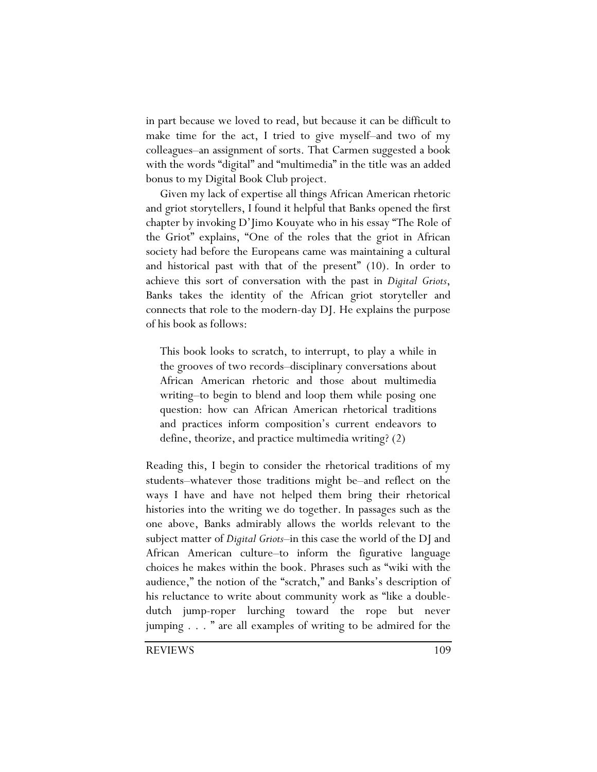in part because we loved to read, but because it can be difficult to make time for the act, I tried to give myself–and two of my colleagues–an assignment of sorts. That Carmen suggested a book with the words "digital" and "multimedia" in the title was an added bonus to my Digital Book Club project.

Given my lack of expertise all things African American rhetoric and griot storytellers, I found it helpful that Banks opened the first chapter by invoking D'Jimo Kouyate who in his essay "The Role of the Griot" explains, "One of the roles that the griot in African society had before the Europeans came was maintaining a cultural and historical past with that of the present" (10). In order to achieve this sort of conversation with the past in *Digital Griots*, Banks takes the identity of the African griot storyteller and connects that role to the modern-day DJ. He explains the purpose of his book as follows:

> This book looks to scratch, to interrupt, to play a while in the grooves of two records–disciplinary conversations about African American rhetoric and those about multimedia writing–to begin to blend and loop them while posing one question: how can African American rhetorical traditions and practices inform composition's current endeavors to define, theorize, and practice multimedia writing? (2)

Reading this, I begin to consider the rhetorical traditions of my students–whatever those traditions might be–and reflect on the ways I have and have not helped them bring their rhetorical histories into the writing we do together. In passages such as the one above, Banks admirably allows the worlds relevant to the subject matter of *Digital Griots*–in this case the world of the DJ and African American culture–to inform the figurative language choices he makes within the book. Phrases such as "wiki with the audience," the notion of the "scratch," and Banks's description of his reluctance to write about community work as "like a double-dutch jump-roper lurching toward the rope but never jumping . . . " are all examples of writing to be admired for the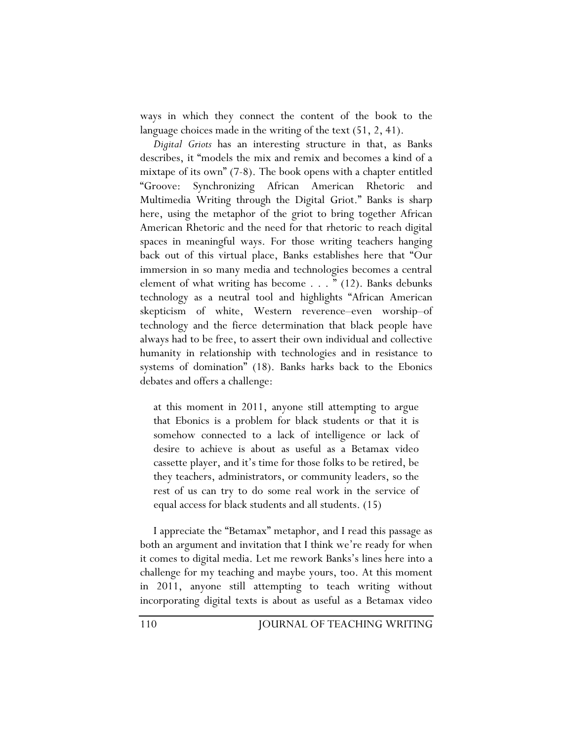ways in which they connect the content of the book to the language choices made in the writing of the text (51, 2, 41).

*Digital Griots* has an interesting structure in that, as Banks describes, it "models the mix and remix and becomes a kind of a mixtape of its own" (7-8). The book opens with a chapter entitled "Groove: Synchronizing African American Rhetoric and Multimedia Writing through the Digital Griot." Banks is sharp here, using the metaphor of the griot to bring together African American Rhetoric and the need for that rhetoric to reach digital spaces in meaningful ways. For those writing teachers hanging back out of this virtual place, Banks establishes here that "Our immersion in so many media and technologies becomes a central element of what writing has become . . . " (12). Banks debunks technology as a neutral tool and highlights "African American skepticism of white, Western reverence–even worship–of technology and the fierce determination that black people have always had to be free, to assert their own individual and collective humanity in relationship with technologies and in resistance to systems of domination" (18). Banks harks back to the Ebonics debates and offers a challenge:

> at this moment in 2011, anyone still attempting to argue that Ebonics is a problem for black students or that it is somehow connected to a lack of intelligence or lack of desire to achieve is about as useful as a Betamax video cassette player, and it's time for those folks to be retired, be they teachers, administrators, or community leaders, so the rest of us can try to do some real work in the service of equal access for black students and all students. (15)

I appreciate the "Betamax" metaphor, and I read this passage as both an argument and invitation that I think we're ready for when it comes to digital media. Let me rework Banks's lines here into a challenge for my teaching and maybe yours, too. At this moment in 2011, anyone still attempting to teach writing without incorporating digital texts is about as useful as a Betamax video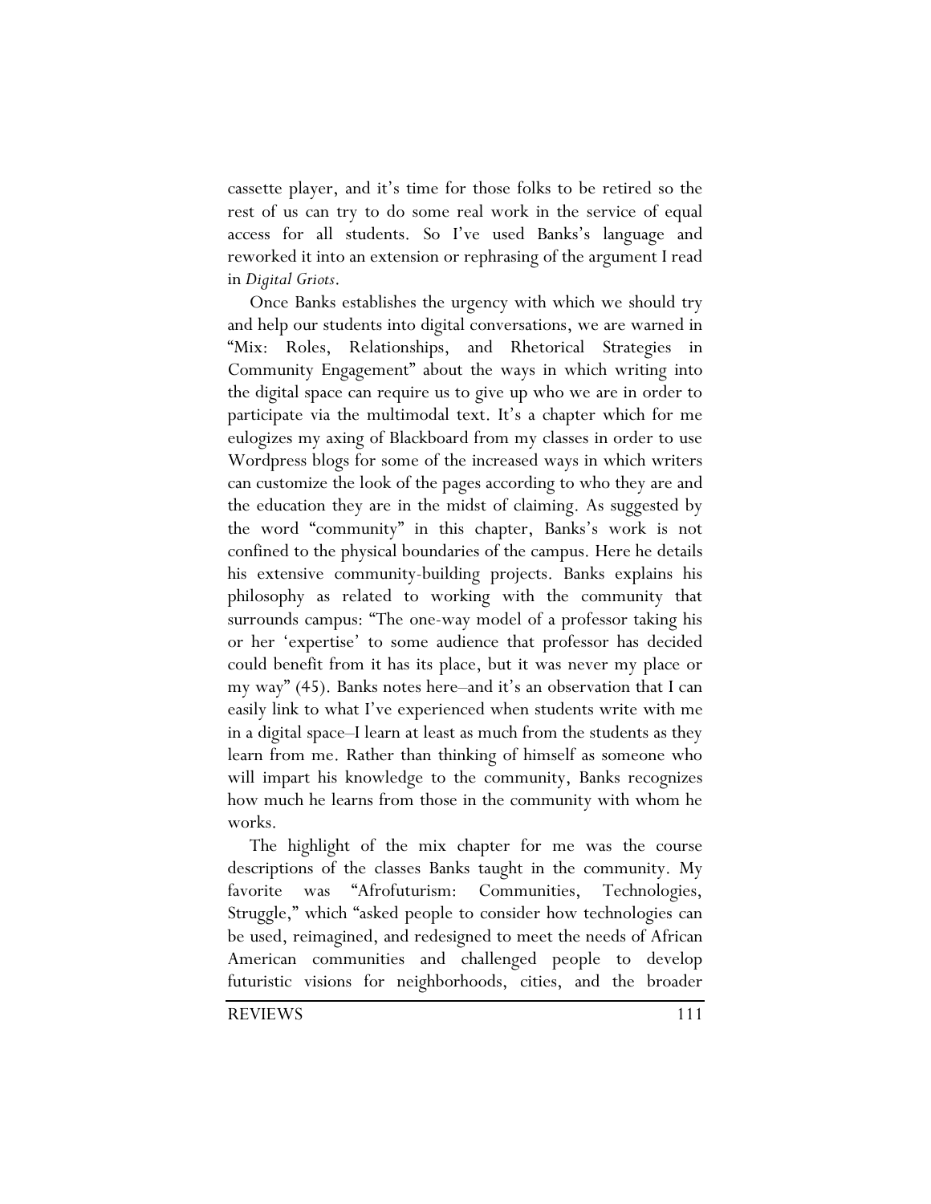cassette player, and it's time for those folks to be retired so the rest of us can try to do some real work in the service of equal access for all students. So I've used Banks's language and reworked it into an extension or rephrasing of the argument I read in *Digital Griots*.

Once Banks establishes the urgency with which we should try and help our students into digital conversations, we are warned in "Mix: Roles, Relationships, and Rhetorical Strategies in Community Engagement" about the ways in which writing into the digital space can require us to give up who we are in order to participate via the multimodal text. It's a chapter which for me eulogizes my axing of Blackboard from my classes in order to use Wordpress blogs for some of the increased ways in which writers can customize the look of the pages according to who they are and the education they are in the midst of claiming. As suggested by the word "community" in this chapter, Banks's work is not confined to the physical boundaries of the campus. Here he details his extensive community-building projects. Banks explains his philosophy as related to working with the community that surrounds campus: "The one-way model of a professor taking his or her 'expertise' to some audience that professor has decided could benefit from it has its place, but it was never my place or my way" (45). Banks notes here–and it's an observation that I can easily link to what I've experienced when students write with me in a digital space–I learn at least as much from the students as they learn from me. Rather than thinking of himself as someone who will impart his knowledge to the community, Banks recognizes how much he learns from those in the community with whom he works.

The highlight of the mix chapter for me was the course descriptions of the classes Banks taught in the community. My favorite was "Afrofuturism: Communities, Technologies, Struggle," which "asked people to consider how technologies can be used, reimagined, and redesigned to meet the needs of African American communities and challenged people to develop futuristic visions for neighborhoods, cities, and the broader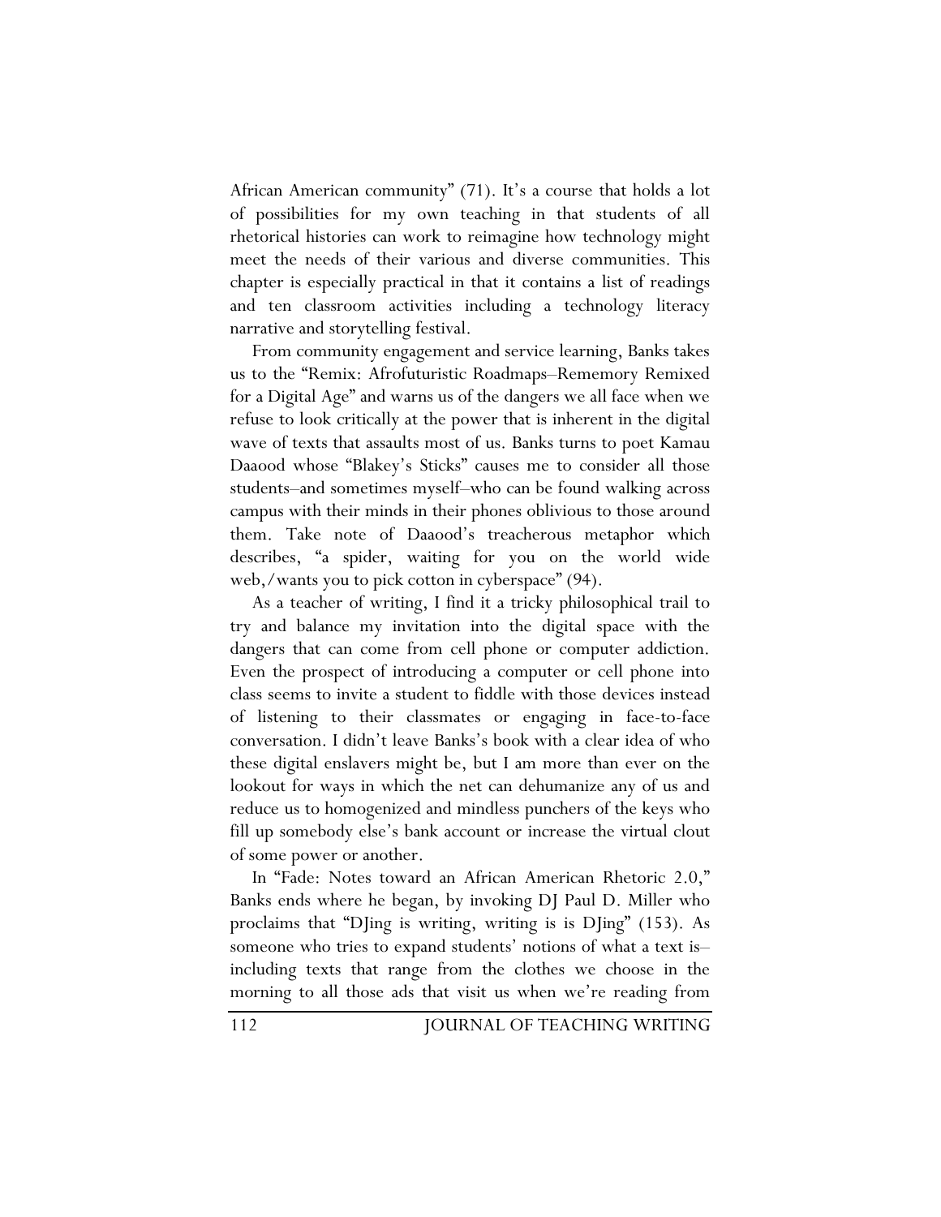African American community" (71). It's a course that holds a lot of possibilities for my own teaching in that students of all rhetorical histories can work to reimagine how technology might meet the needs of their various and diverse communities. This chapter is especially practical in that it contains a list of readings and ten classroom activities including a technology literacy narrative and storytelling festival.

From community engagement and service learning, Banks takes us to the "Remix: Afrofuturistic Roadmaps–Rememory Remixed for a Digital Age" and warns us of the dangers we all face when we refuse to look critically at the power that is inherent in the digital wave of texts that assaults most of us. Banks turns to poet Kamau Daaood whose "Blakey's Sticks" causes me to consider all those students–and sometimes myself–who can be found walking across campus with their minds in their phones oblivious to those around them. Take note of Daaood's treacherous metaphor which describes, "a spider, waiting for you on the world wide web,/wants you to pick cotton in cyberspace" (94).

As a teacher of writing, I find it a tricky philosophical trail to try and balance my invitation into the digital space with the dangers that can come from cell phone or computer addiction. Even the prospect of introducing a computer or cell phone into class seems to invite a student to fiddle with those devices instead of listening to their classmates or engaging in face-to-face conversation. I didn't leave Banks's book with a clear idea of who these digital enslavers might be, but I am more than ever on the lookout for ways in which the net can dehumanize any of us and reduce us to homogenized and mindless punchers of the keys who fill up somebody else's bank account or increase the virtual clout of some power or another.

In "Fade: Notes toward an African American Rhetoric 2.0," Banks ends where he began, by invoking DJ Paul D. Miller who proclaims that "DJing is writing, writing is is DJing" (153). As someone who tries to expand students' notions of what a text is–including texts that range from the clothes we choose in the morning to all those ads that visit us when we're reading from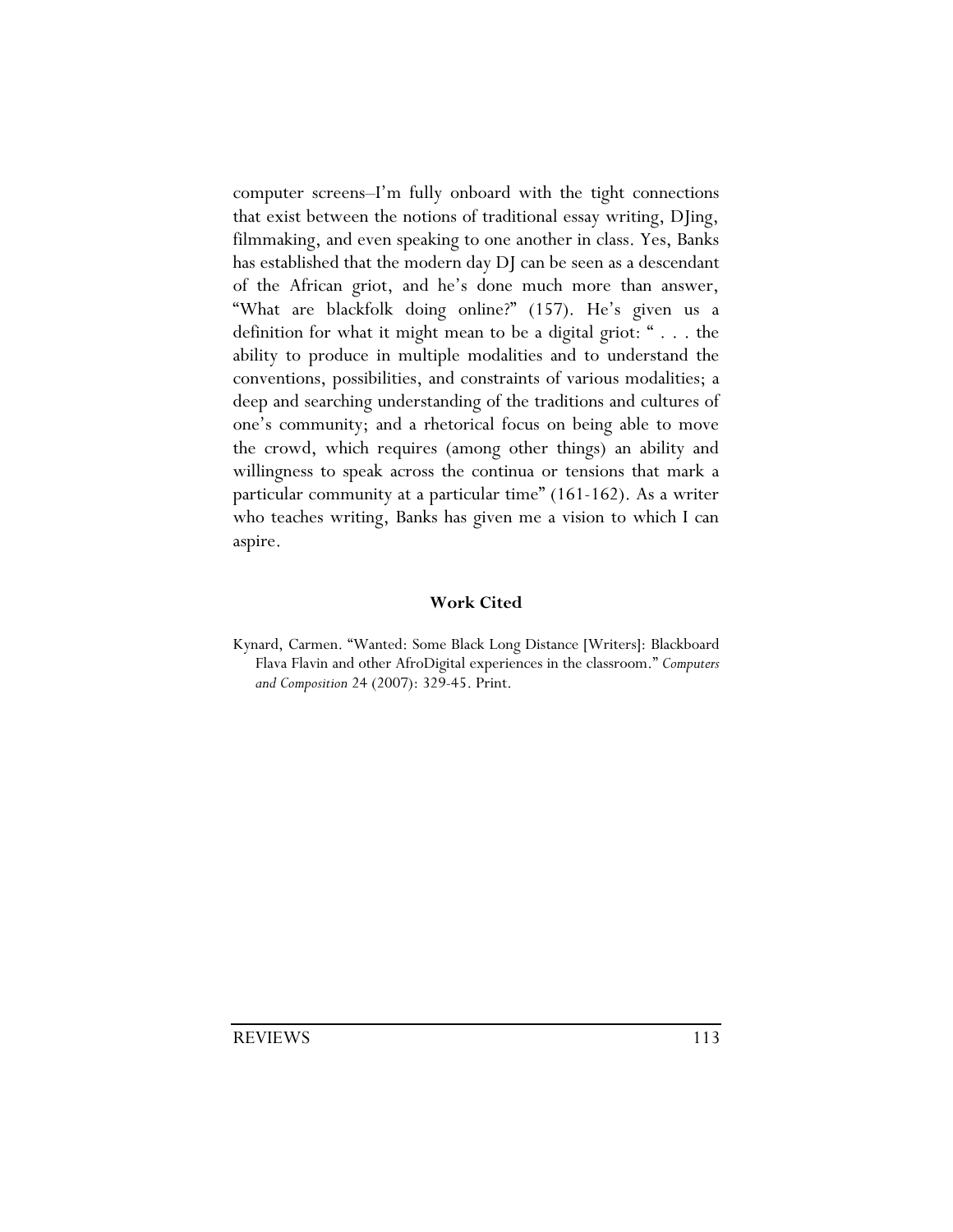computer screens–I'm fully onboard with the tight connections that exist between the notions of traditional essay writing, DJing, filmmaking, and even speaking to one another in class. Yes, Banks has established that the modern day DJ can be seen as a descendant of the African griot, and he's done much more than answer, "What are blackfolk doing online?" (157). He's given us a definition for what it might mean to be a digital griot: " . . . the ability to produce in multiple modalities and to understand the conventions, possibilities, and constraints of various modalities; a deep and searching understanding of the traditions and cultures of one's community; and a rhetorical focus on being able to move the crowd, which requires (among other things) an ability and willingness to speak across the continua or tensions that mark a particular community at a particular time" (161-162). As a writer who teaches writing, Banks has given me a vision to which I can aspire.

## Work Cited

Kynard, Carmen. "Wanted: Some Black Long Distance [Writers]: Blackboard Flava Flavin and other AfroDigital experiences in the classroom." *Computers and Composition* 24 (2007): 329-45. Print.